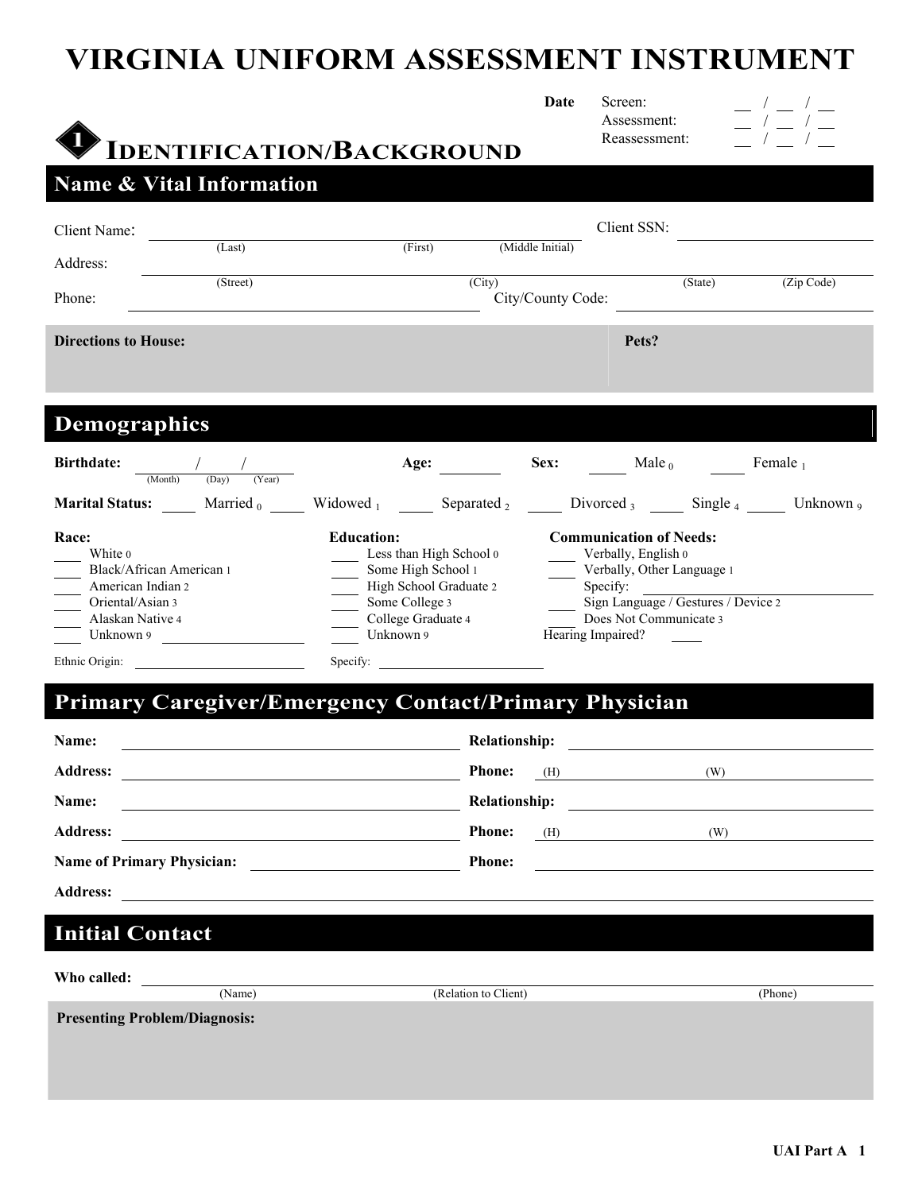# VIRGINIA UNIFORM ASSESSMENT INSTRUMENT

**Date** Screen: __ / __ / __
Assessment: __ / __ / __
Reassessment: __ / __ / __

## 1 IDENTIFICATION/BACKGROUND

### Name & Vital Information

Client Name: ______________________ (Last) (First) (Middle Initial)

Client SSN: ______________________

Address: ______________________ (Street) (City) (State) (Zip Code)

Phone: ______________________ City/County Code: ______________________

**Directions to House:**

**Pets?**

### Demographics

**Birthdate:** ___ / ___ / ___ (Month) (Day) (Year) **Age:** ______ **Sex:** ____ Male 0 ____ Female 1

**Marital Status:** ____ Married 0 ____ Widowed 1 ____ Separated 2 ____ Divorced 3 ____ Single 4 ____ Unknown 9

**Race:**
- ____ White 0
- ____ Black/African American 1
- ____ American Indian 2
- ____ Oriental/Asian 3
- ____ Alaskan Native 4
- ____ Unknown 9 ______________

Ethnic Origin: ______________

**Education:**
- ____ Less than High School 0
- ____ Some High School 1
- ____ High School Graduate 2
- ____ Some College 3
- ____ College Graduate 4
- ____ Unknown 9

Specify: ______________

**Communication of Needs:**
- ____ Verbally, English 0
- ____ Verbally, Other Language 1
  Specify: ______________
- ____ Sign Language / Gestures / Device 2
- ____ Does Not Communicate 3

Hearing Impaired? ____

### Primary Caregiver/Emergency Contact/Primary Physician

**Name:** ______________________ **Relationship:** ______________________

**Address:** ______________________ **Phone:** (H) ____________ (W) ____________

**Name:** ______________________ **Relationship:** ______________________

**Address:** ______________________ **Phone:** (H) ____________ (W) ____________

**Name of Primary Physician:** ______________________ **Phone:** ______________________

**Address:** ______________________

### Initial Contact

**Who called:** ______________________ (Name) (Relation to Client) (Phone)

**Presenting Problem/Diagnosis:**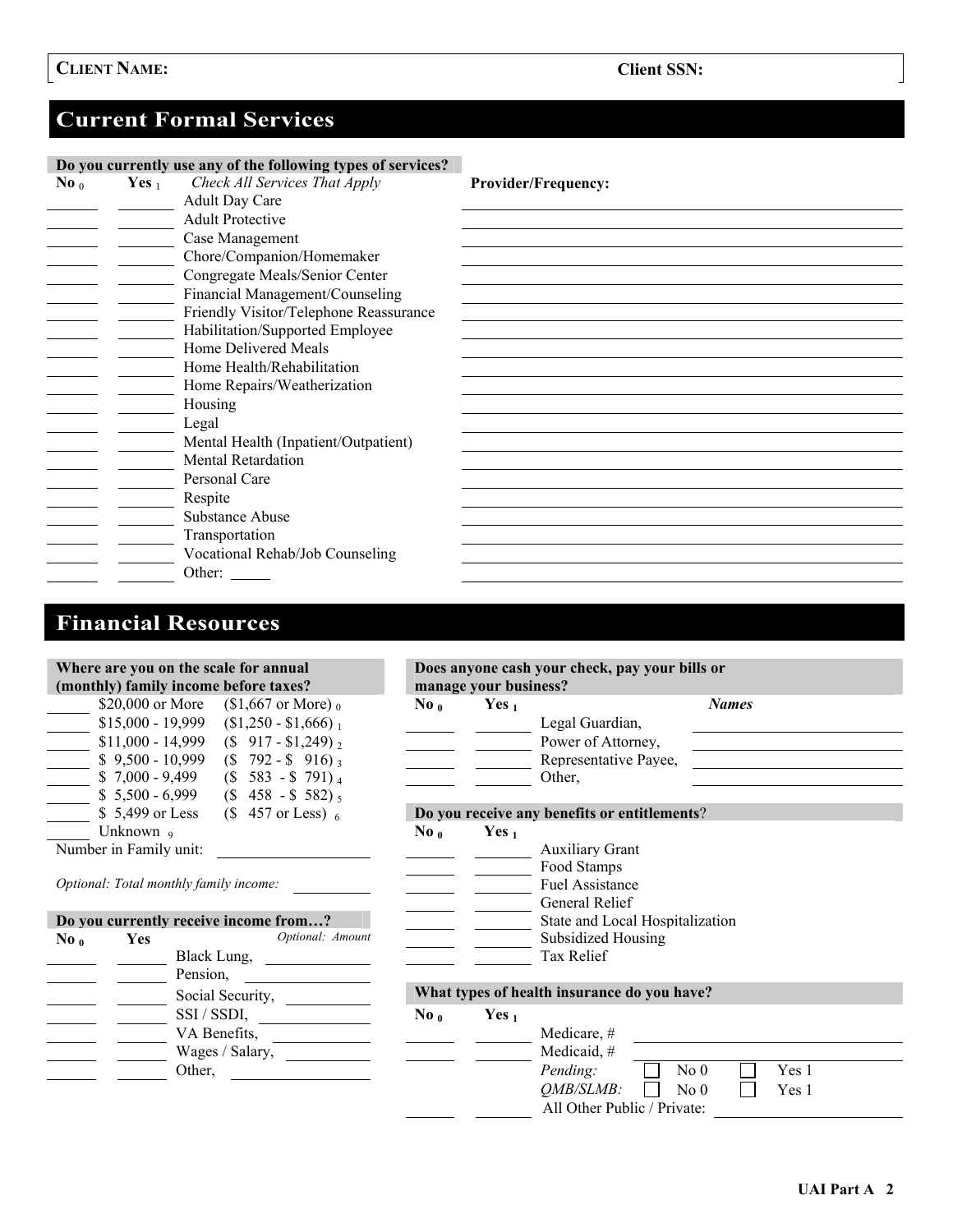**CLIENT NAME:** **Client SSN:**

## Current Formal Services

**Do you currently use any of the following types of services?**

| No $_0$ | Yes $_1$ | *Check All Services That Apply* | **Provider/Frequency:** |
|---|---|---|---|
| | | Adult Day Care | |
| | | Adult Protective | |
| | | Case Management | |
| | | Chore/Companion/Homemaker | |
| | | Congregate Meals/Senior Center | |
| | | Financial Management/Counseling | |
| | | Friendly Visitor/Telephone Reassurance | |
| | | Habilitation/Supported Employee | |
| | | Home Delivered Meals | |
| | | Home Health/Rehabilitation | |
| | | Home Repairs/Weatherization | |
| | | Housing | |
| | | Legal | |
| | | Mental Health (Inpatient/Outpatient) | |
| | | Mental Retardation | |
| | | Personal Care | |
| | | Respite | |
| | | Substance Abuse | |
| | | Transportation | |
| | | Vocational Rehab/Job Counseling | |
| | | Other: ____ | |

## Financial Resources

**Where are you on the scale for annual (monthly) family income before taxes?**

| | Annual | Monthly |
|---|---|---|
| | $20,000 or More | ($1,667 or More) $_0$ |
| | $15,000 - 19,999 | ($1,250 - $1,666) $_1$ |
| | $11,000 - 14,999 | ($ 917 - $1,249) $_2$ |
| | $ 9,500 - 10,999 | ($ 792 - $ 916) $_3$ |
| | $ 7,000 - 9,499 | ($ 583 - $ 791) $_4$ |
| | $ 5,500 - 6,999 | ($ 458 - $ 582) $_5$ |
| | $ 5,499 or Less | ($ 457 or Less) $_6$ |
| | Unknown $_9$ | |

Number in Family unit: ____________

*Optional: Total monthly family income:* ____________

**Do you currently receive income from…?**

| No $_0$ | Yes | | *Optional: Amount* |
|---|---|---|---|
| | | Black Lung, | |
| | | Pension, | |
| | | Social Security, | |
| | | SSI / SSDI, | |
| | | VA Benefits, | |
| | | Wages / Salary, | |
| | | Other, | |

**Does anyone cash your check, pay your bills or manage your business?**

| No $_0$ | Yes $_1$ | | *Names* |
|---|---|---|---|
| | | Legal Guardian, | |
| | | Power of Attorney, | |
| | | Representative Payee, | |
| | | Other, | |

**Do you receive any benefits or entitlements?**

| No $_0$ | Yes $_1$ | |
|---|---|---|
| | | Auxiliary Grant |
| | | Food Stamps |
| | | Fuel Assistance |
| | | General Relief |
| | | State and Local Hospitalization |
| | | Subsidized Housing |
| | | Tax Relief |

**What types of health insurance do you have?**

| No $_0$ | Yes $_1$ | | |
|---|---|---|---|
| | | Medicare, # | |
| | | Medicaid, # | |
| | | *Pending:* ☐ No 0 ☐ Yes 1 | |
| | | *QMB/SLMB:* ☐ No 0 ☐ Yes 1 | |
| | | All Other Public / Private: | |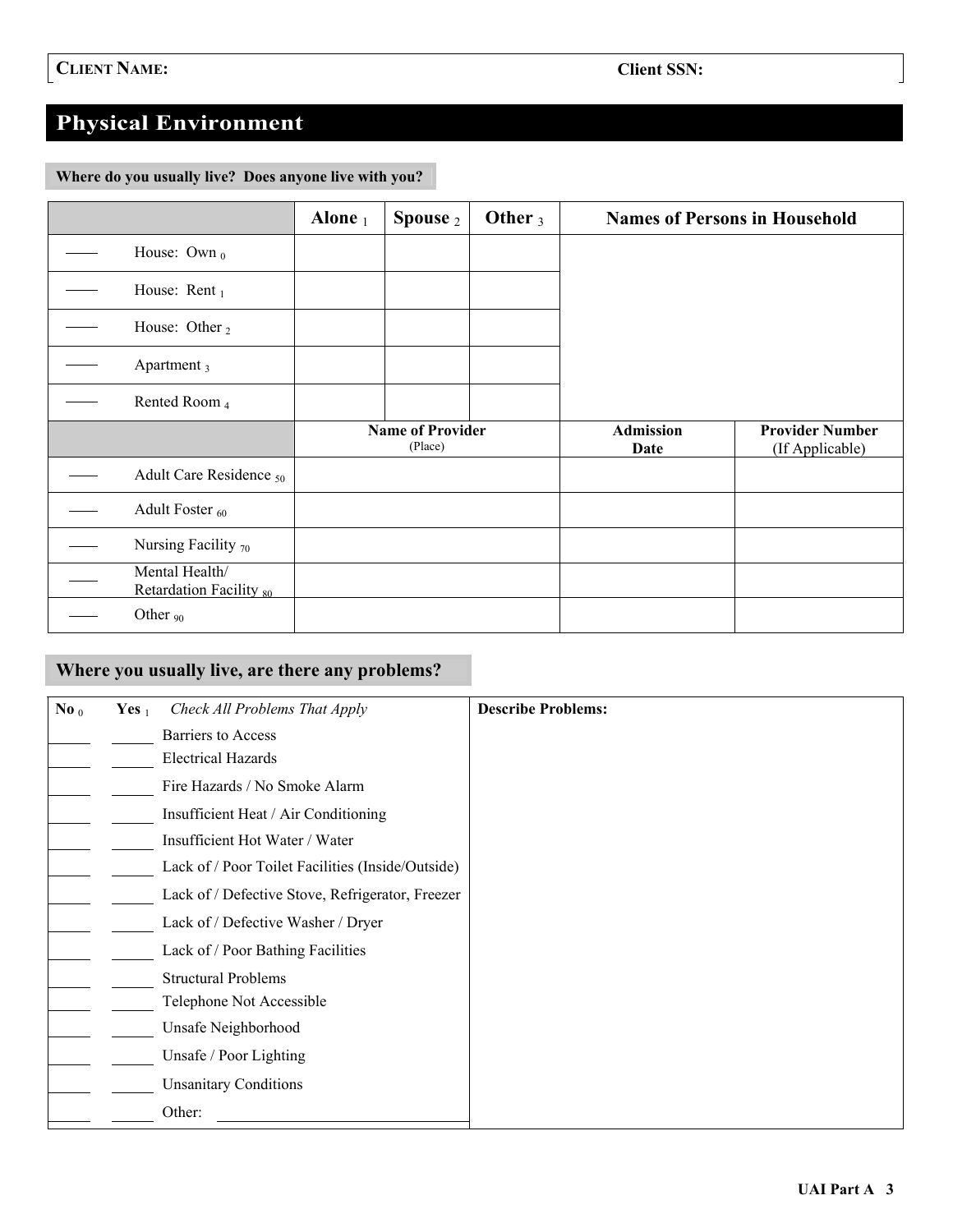| **CLIENT NAME:** | **Client SSN:** |
| --- | --- |

# Physical Environment

**Where do you usually live? Does anyone live with you?**

| | | Alone $_1$ | Spouse $_2$ | Other $_3$ | Names of Persons in Household | |
| --- | --- | --- | --- | --- | --- | --- |
| ___ | House: Own $_0$ | | | | | |
| ___ | House: Rent $_1$ | | | | | |
| ___ | House: Other $_2$ | | | | | |
| ___ | Apartment $_3$ | | | | | |
| ___ | Rented Room $_4$ | | | | | |
| | | **Name of Provider** (Place) | | | **Admission Date** | **Provider Number** (If Applicable) |
| ___ | Adult Care Residence $_{50}$ | | | | | |
| ___ | Adult Foster $_{60}$ | | | | | |
| ___ | Nursing Facility $_{70}$ | | | | | |
| ___ | Mental Health/ Retardation Facility $_{80}$ | | | | | |
| ___ | Other $_{90}$ | | | | | |

**Where you usually live, are there any problems?**

| **No** $_0$ | **Yes** $_1$ | *Check All Problems That Apply* | **Describe Problems:** |
| --- | --- | --- | --- |
| ___ | ___ | Barriers to Access | |
| ___ | ___ | Electrical Hazards | |
| ___ | ___ | Fire Hazards / No Smoke Alarm | |
| ___ | ___ | Insufficient Heat / Air Conditioning | |
| ___ | ___ | Insufficient Hot Water / Water | |
| ___ | ___ | Lack of / Poor Toilet Facilities (Inside/Outside) | |
| ___ | ___ | Lack of / Defective Stove, Refrigerator, Freezer | |
| ___ | ___ | Lack of / Defective Washer / Dryer | |
| ___ | ___ | Lack of / Poor Bathing Facilities | |
| ___ | ___ | Structural Problems | |
| ___ | ___ | Telephone Not Accessible | |
| ___ | ___ | Unsafe Neighborhood | |
| ___ | ___ | Unsafe / Poor Lighting | |
| ___ | ___ | Unsanitary Conditions | |
| ___ | ___ | Other: ________________ | |

UAI Part A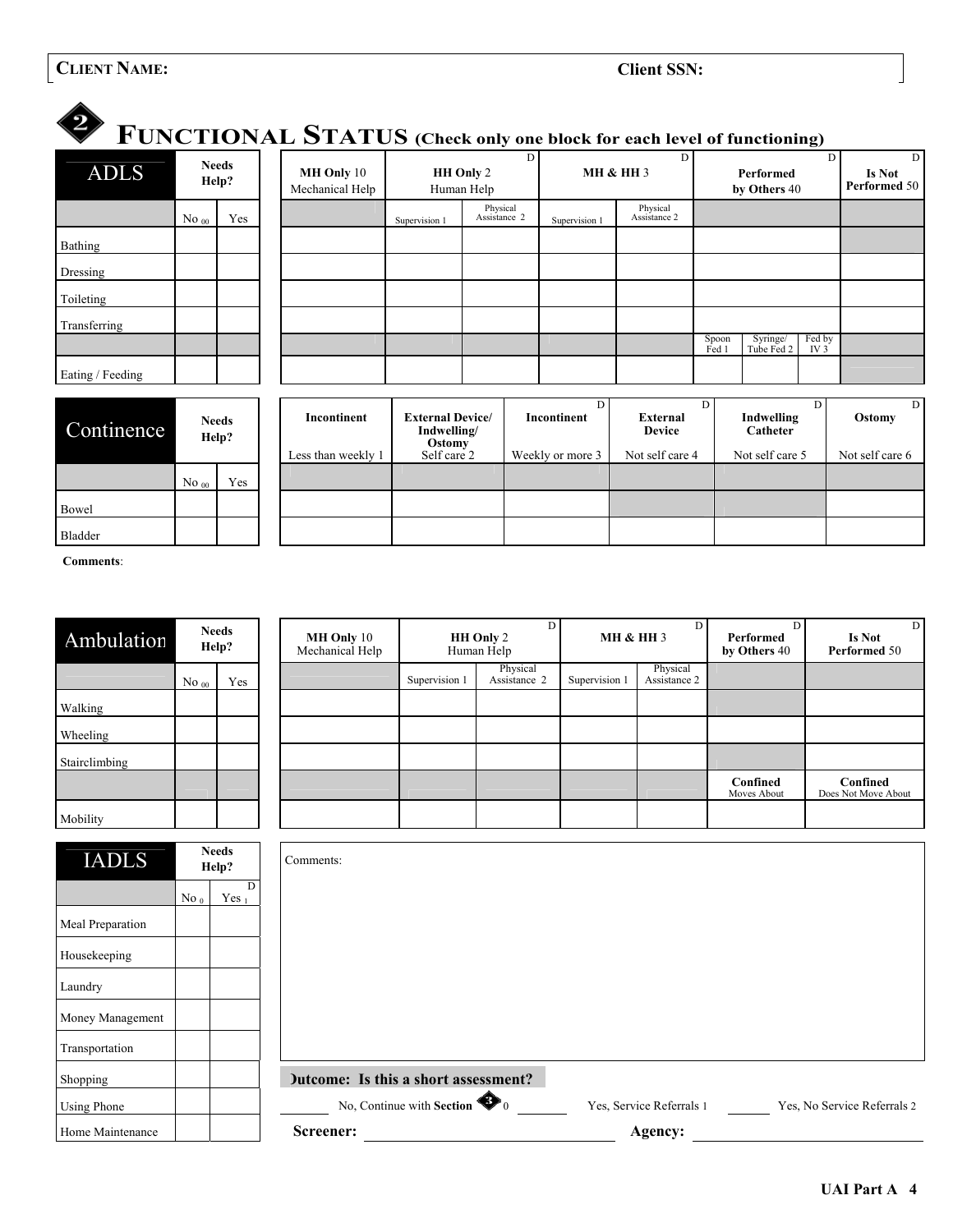**CLIENT NAME:** **Client SSN:**

# 2 FUNCTIONAL STATUS (Check only one block for each level of functioning)

| ADLS | Needs Help? | | MH Only 10 Mechanical Help | HH Only 2 Human Help D | | MH & HH 3 D | | Performed by Others 40 D | | | Is Not Performed 50 D |
|---|---|---|---|---|---|---|---|---|---|---|---|
| | No 00 | Yes | | Supervision 1 | Physical Assistance 2 | Supervision 1 | Physical Assistance 2 | | | | |
| Bathing | | | | | | | | | | | |
| Dressing | | | | | | | | | | | |
| Toileting | | | | | | | | | | | |
| Transferring | | | | | | | | | | | |
| | | | | | | | | Spoon Fed 1 | Syringe/ Tube Fed 2 | Fed by IV 3 | |
| Eating / Feeding | | | | | | | | | | | |

| Continence | Needs Help? | | Incontinent Less than weekly 1 | External Device/ Indwelling/ Ostomy Self care 2 | Incontinent Weekly or more 3 D | External Device Not self care 4 D | Indwelling Catheter Not self care 5 D | Ostomy Not self care 6 D |
|---|---|---|---|---|---|---|---|---|
| | No 00 | Yes | | | | | | |
| Bowel | | | | | | | | |
| Bladder | | | | | | | | |

**Comments**:

| Ambulation | Needs Help? | | MH Only 10 Mechanical Help | HH Only 2 Human Help D | | MH & HH 3 D | | Performed by Others 40 D | Is Not Performed 50 D |
|---|---|---|---|---|---|---|---|---|---|
| | No 00 | Yes | | Supervision 1 | Physical Assistance 2 | Supervision 1 | Physical Assistance 2 | | |
| Walking | | | | | | | | | |
| Wheeling | | | | | | | | | |
| Stairclimbing | | | | | | | | | |
| | | | | | | | | Confined Moves About | Confined Does Not Move About |
| Mobility | | | | | | | | | |

| IADLS | Needs Help? | |
|---|---|---|
| | No 0 | Yes 1 D |
| Meal Preparation | | |
| Housekeeping | | |
| Laundry | | |
| Money Management | | |
| Transportation | | |
| Shopping | | |
| Using Phone | | |
| Home Maintenance | | |

Comments:

**Outcome: Is this a short assessment?**

\_\_\_\_ No, Continue with **Section 3** 0 \_\_\_\_ Yes, Service Referrals 1 \_\_\_\_ Yes, No Service Referrals 2

**Screener:** \_\_\_\_\_\_\_\_\_\_\_\_\_\_\_\_ **Agency:** \_\_\_\_\_\_\_\_\_\_\_\_\_\_\_\_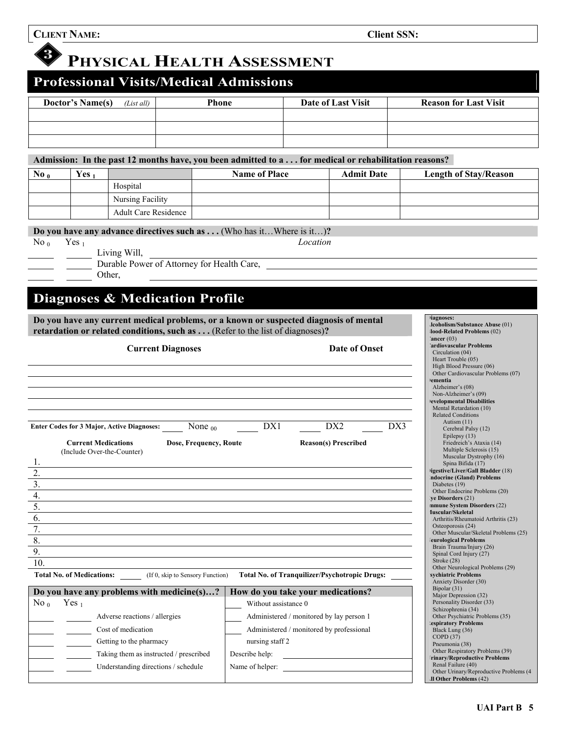**Client Name:** **Client SSN:**

# 3 Physical Health Assessment

## Professional Visits/Medical Admissions

| Doctor's Name(s) *(List all)* | Phone | Date of Last Visit | Reason for Last Visit |
|---|---|---|---|
| | | | |
| | | | |
| | | | |

**Admission: In the past 12 months have, you been admitted to a . . . for medical or rehabilitation reasons?**

| No $_0$ | Yes $_1$ | | Name of Place | Admit Date | Length of Stay/Reason |
|---|---|---|---|---|---|
| | | Hospital | | | |
| | | Nursing Facility | | | |
| | | Adult Care Residence | | | |

**Do you have any advance directives such as . . .** (Who has it…Where is it…)**?**

| No $_0$ | Yes $_1$ | | *Location* |
|---|---|---|---|
| ____ | ____ | Living Will, | ____ |
| ____ | ____ | Durable Power of Attorney for Health Care, | ____ |
| ____ | ____ | Other, | ____ |

## Diagnoses & Medication Profile

**Do you have any current medical problems, or a known or suspected diagnosis of mental retardation or related conditions, such as . . .** (Refer to the list of diagnoses)**?**

| Current Diagnoses | Date of Onset |
|---|---|
| | |
| | |
| | |
| | |
| | |

**Enter Codes for 3 Major, Active Diagnoses:** ____ None $_{00}$ ____ DX1 ____ DX2 ____ DX3

| | Current Medications (Include Over-the-Counter) | Dose, Frequency, Route | Reason(s) Prescribed |
|---|---|---|---|
| 1. | | | |
| 2. | | | |
| 3. | | | |
| 4. | | | |
| 5. | | | |
| 6. | | | |
| 7. | | | |
| 8. | | | |
| 9. | | | |
| 10. | | | |

**Total No. of Medications:** ____ (If 0, skip to Sensory Function) **Total No. of Tranquilizer/Psychotropic Drugs:** ____

**Do you have any problems with medicine(s)…?**

| No $_0$ | Yes $_1$ | |
|---|---|---|
| ____ | ____ | Adverse reactions / allergies |
| ____ | ____ | Cost of medication |
| ____ | ____ | Getting to the pharmacy |
| ____ | ____ | Taking them as instructed / prescribed |
| ____ | ____ | Understanding directions / schedule |

**How do you take your medications?**

____ Without assistance 0

____ Administered / monitored by lay person 1

____ Administered / monitored by professional nursing staff 2

Describe help: ____

Name of helper: ____

**Diagnoses:**

**Alcoholism/Substance Abuse** (01)
**Blood-Related Problems** (02)
**Cancer** (03)
**Cardiovascular Problems**
- Circulation (04)
- Heart Trouble (05)
- High Blood Pressure (06)
- Other Cardiovascular Problems (07)

**Dementia**
- Alzheimer's (08)
- Non-Alzheimer's (09)

**Developmental Disabilities**
- Mental Retardation (10)
- Related Conditions
  - Autism (11)
  - Cerebral Palsy (12)
  - Epilepsy (13)
  - Friedreich's Ataxia (14)
  - Multiple Sclerosis (15)
  - Muscular Dystrophy (16)
  - Spina Bifida (17)

**Digestive/Liver/Gall Bladder** (18)
**Endocrine (Gland) Problems**
- Diabetes (19)
- Other Endocrine Problems (20)

**Eye Disorders** (21)
**Immune System Disorders** (22)
**Muscular/Skeletal**
- Arthritis/Rheumatoid Arthritis (23)
- Osteoporosis (24)
- Other Muscular/Skeletal Problems (25)

**Neurological Problems**
- Brain Trauma/Injury (26)
- Spinal Cord Injury (27)
- Stroke (28)
- Other Neurological Problems (29)

**Psychiatric Problems**
- Anxiety Disorder (30)
- Bipolar (31)
- Major Depression (32)
- Personality Disorder (33)
- Schizophrenia (34)
- Other Psychiatric Problems (35)

**Respiratory Problems**
- Black Lung (36)
- COPD (37)
- Pneumonia (38)
- Other Respiratory Problems (39)

**Urinary/Reproductive Problems**
- Renal Failure (40)
- Other Urinary/Reproductive Problems (4

**All Other Problems** (42)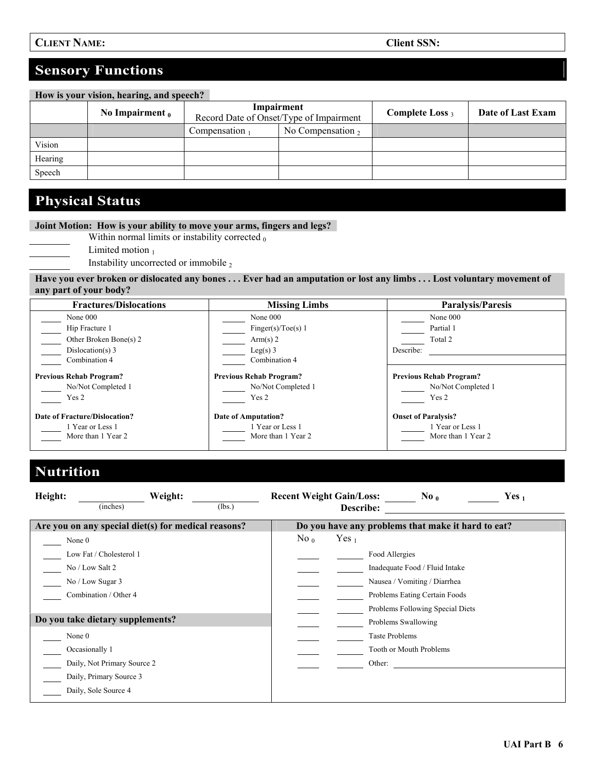| **CLIENT NAME:** | **Client SSN:** |
|---|---|

## Sensory Functions

**How is your vision, hearing, and speech?**

| | No Impairment $_0$ | Impairment Record Date of Onset/Type of Impairment | | Complete Loss $_3$ | Date of Last Exam |
|---|---|---|---|---|---|
| | | Compensation $_1$ | No Compensation $_2$ | | |
| Vision | | | | | |
| Hearing | | | | | |
| Speech | | | | | |

## Physical Status

**Joint Motion: How is your ability to move your arms, fingers and legs?**

_____ Within normal limits or instability corrected $_0$
_____ Limited motion $_1$
_____ Instability uncorrected or immobile $_2$

**Have you ever broken or dislocated any bones . . . Ever had an amputation or lost any limbs . . . Lost voluntary movement of any part of your body?**

| Fractures/Dislocations | Missing Limbs | Paralysis/Paresis |
|---|---|---|
| _____ None 000<br>_____ Hip Fracture 1<br>_____ Other Broken Bone(s) 2<br>_____ Dislocation(s) 3<br>_____ Combination 4 | _____ None 000<br>_____ Finger(s)/Toe(s) 1<br>_____ Arm(s) 2<br>_____ Leg(s) 3<br>_____ Combination 4 | _____ None 000<br>_____ Partial 1<br>_____ Total 2<br>Describe: _____ |
| **Previous Rehab Program?**<br>_____ No/Not Completed 1<br>_____ Yes 2 | **Previous Rehab Program?**<br>_____ No/Not Completed 1<br>_____ Yes 2 | **Previous Rehab Program?**<br>_____ No/Not Completed 1<br>_____ Yes 2 |
| **Date of Fracture/Dislocation?**<br>_____ 1 Year or Less 1<br>_____ More than 1 Year 2 | **Date of Amputation?**<br>_____ 1 Year or Less 1<br>_____ More than 1 Year 2 | **Onset of Paralysis?**<br>_____ 1 Year or Less 1<br>_____ More than 1 Year 2 |

## Nutrition

**Height:** _____ (inches) **Weight:** _____ (lbs.) **Recent Weight Gain/Loss:** _____ **No** $_0$ _____ **Yes** $_1$
**Describe:** _____

**Are you on any special diet(s) for medical reasons?**

_____ None 0
_____ Low Fat / Cholesterol 1
_____ No / Low Salt 2
_____ No / Low Sugar 3
_____ Combination / Other 4

**Do you take dietary supplements?**

_____ None 0
_____ Occasionally 1
_____ Daily, Not Primary Source 2
_____ Daily, Primary Source 3
_____ Daily, Sole Source 4

**Do you have any problems that make it hard to eat?**

| No $_0$ | Yes $_1$ | |
|---|---|---|
| _____ | _____ | Food Allergies |
| _____ | _____ | Inadequate Food / Fluid Intake |
| _____ | _____ | Nausea / Vomiting / Diarrhea |
| _____ | _____ | Problems Eating Certain Foods |
| _____ | _____ | Problems Following Special Diets |
| _____ | _____ | Problems Swallowing |
| _____ | _____ | Taste Problems |
| _____ | _____ | Tooth or Mouth Problems |
| _____ | _____ | Other: _____ |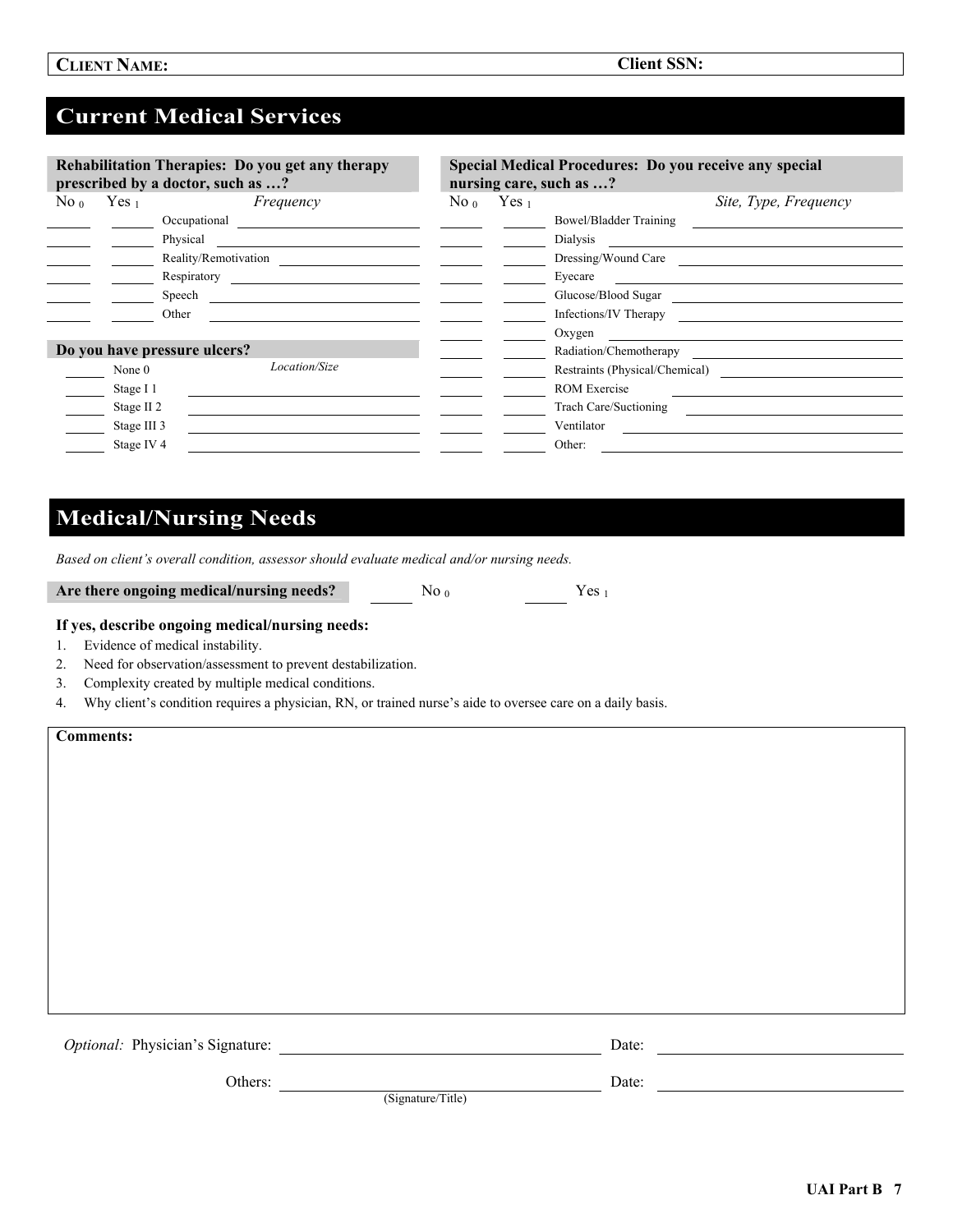| CLIENT NAME: | Client SSN: |
|---|---|

## Current Medical Services

**Rehabilitation Therapies: Do you get any therapy prescribed by a doctor, such as …?**

| No $_0$ | Yes $_1$ | | *Frequency* |
|---|---|---|---|
| | | Occupational | |
| | | Physical | |
| | | Reality/Remotivation | |
| | | Respiratory | |
| | | Speech | |
| | | Other | |

**Do you have pressure ulcers?**

| | | *Location/Size* |
|---|---|---|
| | None 0 | |
| | Stage I 1 | |
| | Stage II 2 | |
| | Stage III 3 | |
| | Stage IV 4 | |

**Special Medical Procedures: Do you receive any special nursing care, such as …?**

| No $_0$ | Yes $_1$ | | *Site, Type, Frequency* |
|---|---|---|---|
| | | Bowel/Bladder Training | |
| | | Dialysis | |
| | | Dressing/Wound Care | |
| | | Eyecare | |
| | | Glucose/Blood Sugar | |
| | | Infections/IV Therapy | |
| | | Oxygen | |
| | | Radiation/Chemotherapy | |
| | | Restraints (Physical/Chemical) | |
| | | ROM Exercise | |
| | | Trach Care/Suctioning | |
| | | Ventilator | |
| | | Other: | |

## Medical/Nursing Needs

*Based on client's overall condition, assessor should evaluate medical and/or nursing needs.*

**Are there ongoing medical/nursing needs?** ______ No $_0$ ______ Yes $_1$

**If yes, describe ongoing medical/nursing needs:**

1. Evidence of medical instability.
2. Need for observation/assessment to prevent destabilization.
3. Complexity created by multiple medical conditions.
4. Why client's condition requires a physician, RN, or trained nurse's aide to oversee care on a daily basis.

**Comments:**

*Optional:* Physician's Signature: ______________________ Date: ______________

Others: ______________________ Date: ______________
(Signature/Title)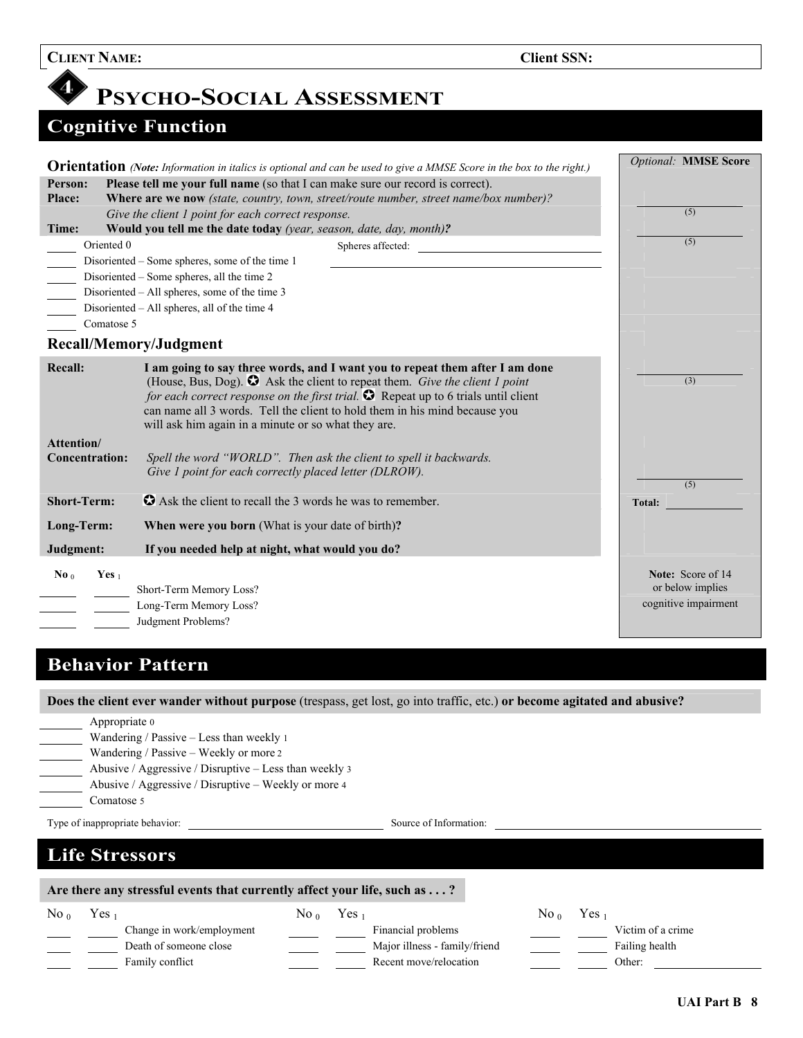**CLIENT NAME:** **Client SSN:**

# 4 PSYCHO-SOCIAL ASSESSMENT

## Cognitive Function

### Orientation *(Note: Information in italics is optional and can be used to give a MMSE Score in the box to the right.)*

*Optional:* **MMSE Score**

**Person:** **Please tell me your full name** (so that I can make sure our record is correct).
**Place:** **Where are we now** *(state, country, town, street/route number, street name/box number)?*
*Give the client 1 point for each correct response.* ______ (5)
**Time:** **Would you tell me the date today** *(year, season, date, day, month)***?** ______ (5)

_____ Oriented 0 Spheres affected: ______________________
_____ Disoriented – Some spheres, some of the time 1
_____ Disoriented – Some spheres, all the time 2
_____ Disoriented – All spheres, some of the time 3
_____ Disoriented – All spheres, all of the time 4
_____ Comatose 5

### Recall/Memory/Judgment

**Recall:** **I am going to say three words, and I want you to repeat them after I am done** (House, Bus, Dog). ✪ Ask the client to repeat them. *Give the client 1 point for each correct response on the first trial.* ✪ Repeat up to 6 trials until client can name all 3 words. Tell the client to hold them in his mind because you will ask him again in a minute or so what they are. ______ (3)

**Attention/ Concentration:** *Spell the word "WORLD". Then ask the client to spell it backwards. Give 1 point for each correctly placed letter (DLROW).* ______ (5)

**Short-Term:** ✪ Ask the client to recall the 3 words he was to remember. **Total:** ______

**Long-Term:** **When were you born** (What is your date of birth)**?**

**Judgment:** **If you needed help at night, what would you do?**

| No 0 | Yes 1 | |
|---|---|---|
| _____ | _____ | Short-Term Memory Loss? |
| _____ | _____ | Long-Term Memory Loss? |
| _____ | _____ | Judgment Problems? |

**Note:** Score of 14 or below implies cognitive impairment

## Behavior Pattern

**Does the client ever wander without purpose** (trespass, get lost, go into traffic, etc.) **or become agitated and abusive?**

_____ Appropriate 0
_____ Wandering / Passive – Less than weekly 1
_____ Wandering / Passive – Weekly or more 2
_____ Abusive / Aggressive / Disruptive – Less than weekly 3
_____ Abusive / Aggressive / Disruptive – Weekly or more 4
_____ Comatose 5

Type of inappropriate behavior: ______________________ Source of Information: ______________________

## Life Stressors

**Are there any stressful events that currently affect your life, such as . . . ?**

| No 0 | Yes 1 | | No 0 | Yes 1 | | No 0 | Yes 1 | |
|---|---|---|---|---|---|---|---|---|
| ____ | ____ | Change in work/employment | ____ | ____ | Financial problems | ____ | ____ | Victim of a crime |
| ____ | ____ | Death of someone close | ____ | ____ | Major illness - family/friend | ____ | ____ | Failing health |
| ____ | ____ | Family conflict | ____ | ____ | Recent move/relocation | ____ | ____ | Other: ____________ |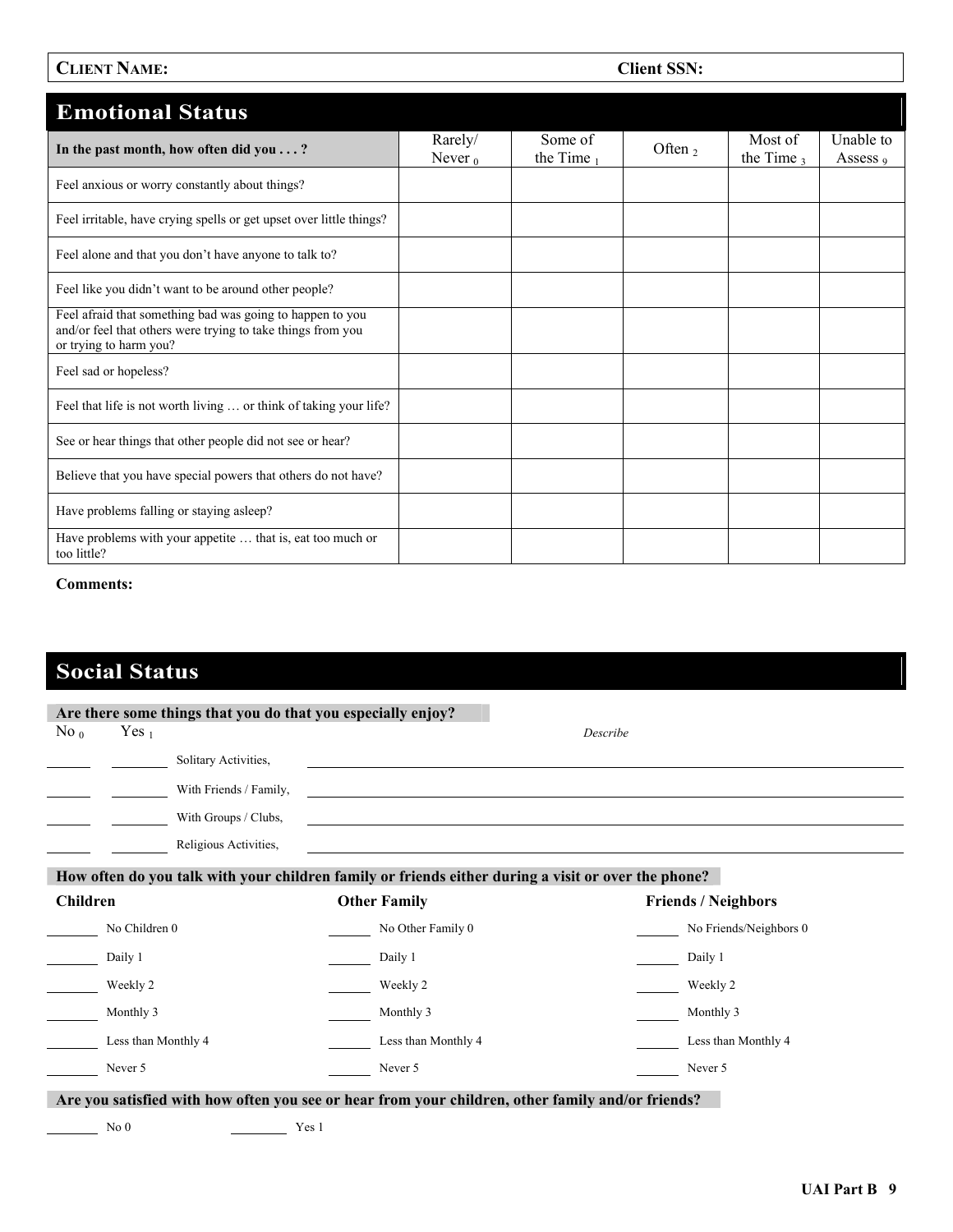**CLIENT NAME:** **Client SSN:**

## Emotional Status

| In the past month, how often did you . . . ? | Rarely/ Never $_0$ | Some of the Time $_1$ | Often $_2$ | Most of the Time $_3$ | Unable to Assess $_9$ |
|---|---|---|---|---|---|
| Feel anxious or worry constantly about things? | | | | | |
| Feel irritable, have crying spells or get upset over little things? | | | | | |
| Feel alone and that you don't have anyone to talk to? | | | | | |
| Feel like you didn't want to be around other people? | | | | | |
| Feel afraid that something bad was going to happen to you and/or feel that others were trying to take things from you or trying to harm you? | | | | | |
| Feel sad or hopeless? | | | | | |
| Feel that life is not worth living … or think of taking your life? | | | | | |
| See or hear things that other people did not see or hear? | | | | | |
| Believe that you have special powers that others do not have? | | | | | |
| Have problems falling or staying asleep? | | | | | |
| Have problems with your appetite … that is, eat too much or too little? | | | | | |

**Comments:**

## Social Status

**Are there some things that you do that you especially enjoy?**

| No $_0$ | Yes $_1$ | | *Describe* |
|---|---|---|---|
| ____ | ____ | Solitary Activities, | ____ |
| ____ | ____ | With Friends / Family, | ____ |
| ____ | ____ | With Groups / Clubs, | ____ |
| ____ | ____ | Religious Activities, | ____ |

**How often do you talk with your children family or friends either during a visit or over the phone?**

| Children | Other Family | Friends / Neighbors |
|---|---|---|
| ____ No Children 0 | ____ No Other Family 0 | ____ No Friends/Neighbors 0 |
| ____ Daily 1 | ____ Daily 1 | ____ Daily 1 |
| ____ Weekly 2 | ____ Weekly 2 | ____ Weekly 2 |
| ____ Monthly 3 | ____ Monthly 3 | ____ Monthly 3 |
| ____ Less than Monthly 4 | ____ Less than Monthly 4 | ____ Less than Monthly 4 |
| ____ Never 5 | ____ Never 5 | ____ Never 5 |

**Are you satisfied with how often you see or hear from your children, other family and/or friends?**

____ No 0 ____ Yes 1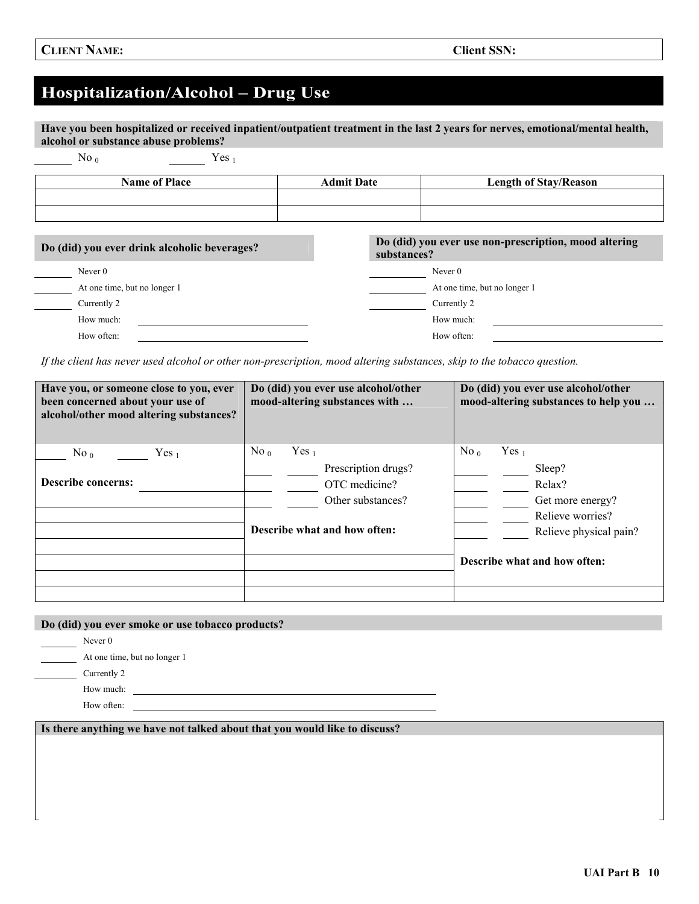**CLIENT NAME:** **Client SSN:**

# Hospitalization/Alcohol – Drug Use

**Have you been hospitalized or received inpatient/outpatient treatment in the last 2 years for nerves, emotional/mental health, alcohol or substance abuse problems?**

\_\_\_\_\_\_ No $_0$ \_\_\_\_\_\_ Yes $_1$

| Name of Place | Admit Date | Length of Stay/Reason |
|---|---|---|
| | | |
| | | |

**Do (did) you ever drink alcoholic beverages?**

\_\_\_\_\_\_ Never 0
\_\_\_\_\_\_ At one time, but no longer 1
\_\_\_\_\_\_ Currently 2
How much: \_\_\_\_\_\_\_\_\_\_\_\_\_\_\_\_\_\_\_\_
How often: \_\_\_\_\_\_\_\_\_\_\_\_\_\_\_\_\_\_\_\_

**Do (did) you ever use non-prescription, mood altering substances?**

\_\_\_\_\_\_ Never 0
\_\_\_\_\_\_ At one time, but no longer 1
\_\_\_\_\_\_ Currently 2
How much: \_\_\_\_\_\_\_\_\_\_\_\_\_\_\_\_\_\_\_\_
How often: \_\_\_\_\_\_\_\_\_\_\_\_\_\_\_\_\_\_\_\_

*If the client has never used alcohol or other non-prescription, mood altering substances, skip to the tobacco question.*

| Have you, or someone close to you, ever been concerned about your use of alcohol/other mood altering substances? | Do (did) you ever use alcohol/other mood-altering substances with … | Do (did) you ever use alcohol/other mood-altering substances to help you … |
|---|---|---|
| \_\_\_ No $_0$ \_\_\_ Yes $_1$ | No $_0$ Yes $_1$ | No $_0$ Yes $_1$ |
| **Describe concerns:** \_\_\_\_\_\_ | \_\_\_ \_\_\_ Prescription drugs? | \_\_\_ \_\_\_ Sleep? |
| | \_\_\_ \_\_\_ OTC medicine? | \_\_\_ \_\_\_ Relax? |
| | \_\_\_ \_\_\_ Other substances? | \_\_\_ \_\_\_ Get more energy? |
| | | \_\_\_ \_\_\_ Relieve worries? |
| | **Describe what and how often:** | \_\_\_ \_\_\_ Relieve physical pain? |
| | | **Describe what and how often:** |
| | | |
| | | |

**Do (did) you ever smoke or use tobacco products?**

\_\_\_\_\_\_ Never 0
\_\_\_\_\_\_ At one time, but no longer 1
\_\_\_\_\_\_ Currently 2
How much: \_\_\_\_\_\_\_\_\_\_\_\_\_\_\_\_\_\_\_\_
How often: \_\_\_\_\_\_\_\_\_\_\_\_\_\_\_\_\_\_\_\_

**Is there anything we have not talked about that you would like to discuss?**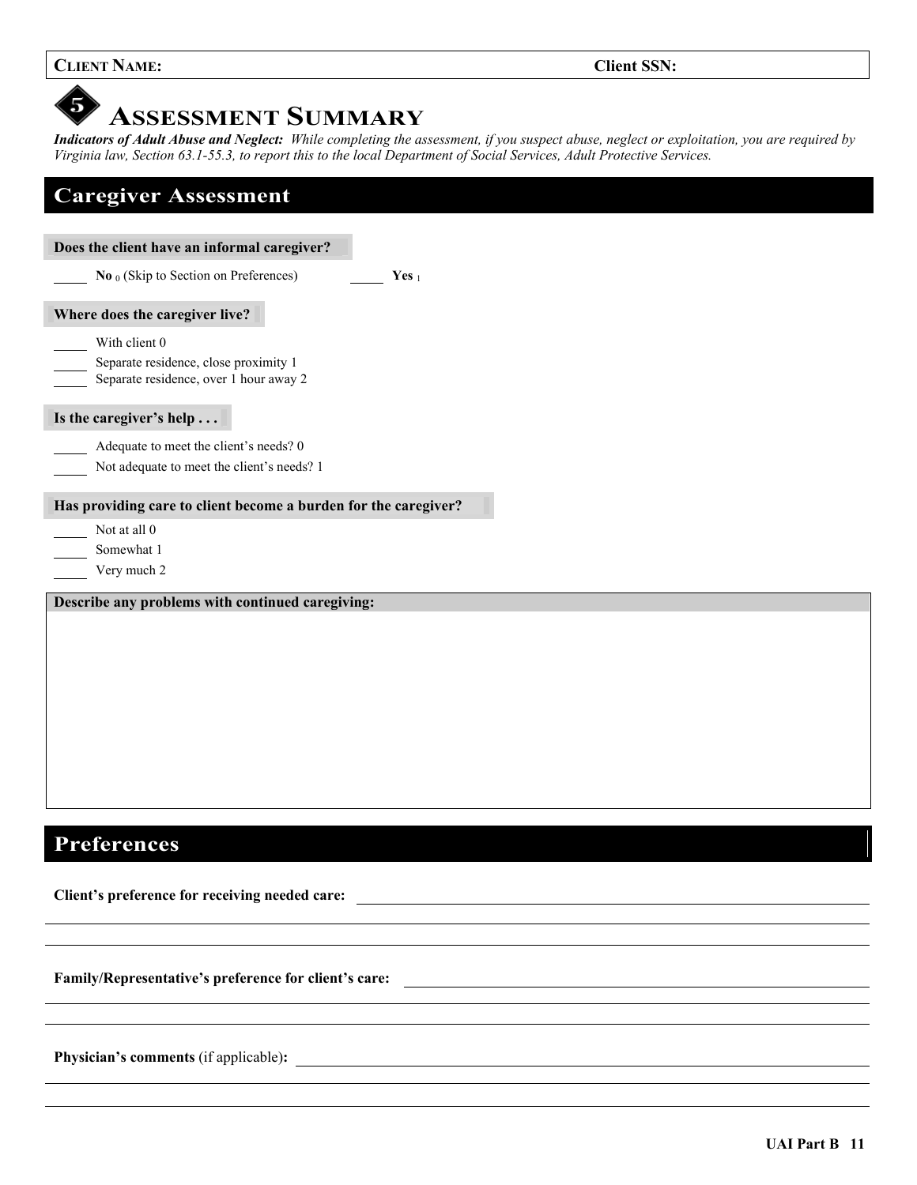**CLIENT NAME:** **Client SSN:**

# 5 ASSESSMENT SUMMARY

***Indicators of Adult Abuse and Neglect:*** *While completing the assessment, if you suspect abuse, neglect or exploitation, you are required by Virginia law, Section 63.1-55.3, to report this to the local Department of Social Services, Adult Protective Services.*

## Caregiver Assessment

**Does the client have an informal caregiver?**

_____ **No** 0 (Skip to Section on Preferences) _____ **Yes** 1

**Where does the caregiver live?**

_____ With client 0
_____ Separate residence, close proximity 1
_____ Separate residence, over 1 hour away 2

**Is the caregiver's help . . .**

_____ Adequate to meet the client's needs? 0
_____ Not adequate to meet the client's needs? 1

**Has providing care to client become a burden for the caregiver?**

_____ Not at all 0
_____ Somewhat 1
_____ Very much 2

**Describe any problems with continued caregiving:**

## Preferences

**Client's preference for receiving needed care:** ____________________

**Family/Representative's preference for client's care:** ____________________

**Physician's comments** (if applicable)**:** ____________________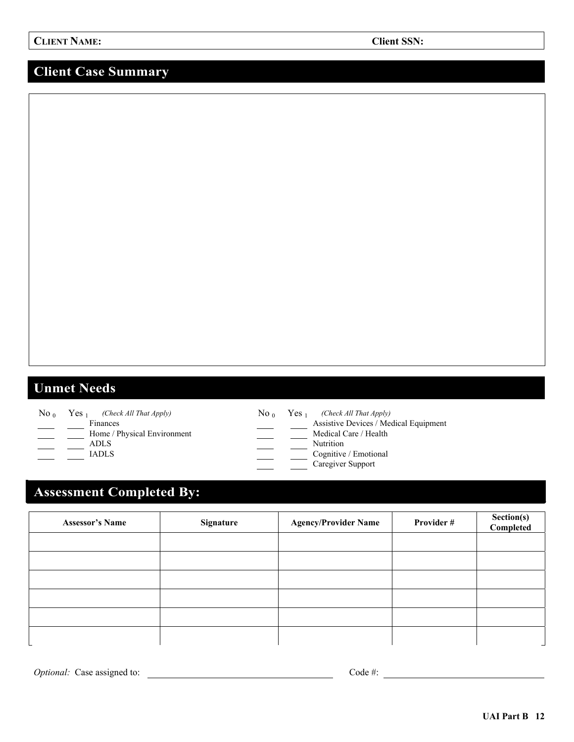**CLIENT NAME:** **Client SSN:**

## Client Case Summary

## Unmet Needs

| No $_0$ | Yes $_1$ | *(Check All That Apply)* | No $_0$ | Yes $_1$ | *(Check All That Apply)* |
|---|---|---|---|---|---|
| ____ | ____ | Finances | ____ | ____ | Assistive Devices / Medical Equipment |
| ____ | ____ | Home / Physical Environment | ____ | ____ | Medical Care / Health |
| ____ | ____ | ADLS | ____ | ____ | Nutrition |
| ____ | ____ | IADLS | ____ | ____ | Cognitive / Emotional |
| | | | ____ | ____ | Caregiver Support |

## Assessment Completed By:

| Assessor's Name | Signature | Agency/Provider Name | Provider # | Section(s) Completed |
|---|---|---|---|---|
| | | | | |
| | | | | |
| | | | | |
| | | | | |
| | | | | |
| | | | | |

*Optional:* Case assigned to: ______________________ Code #: ______________________